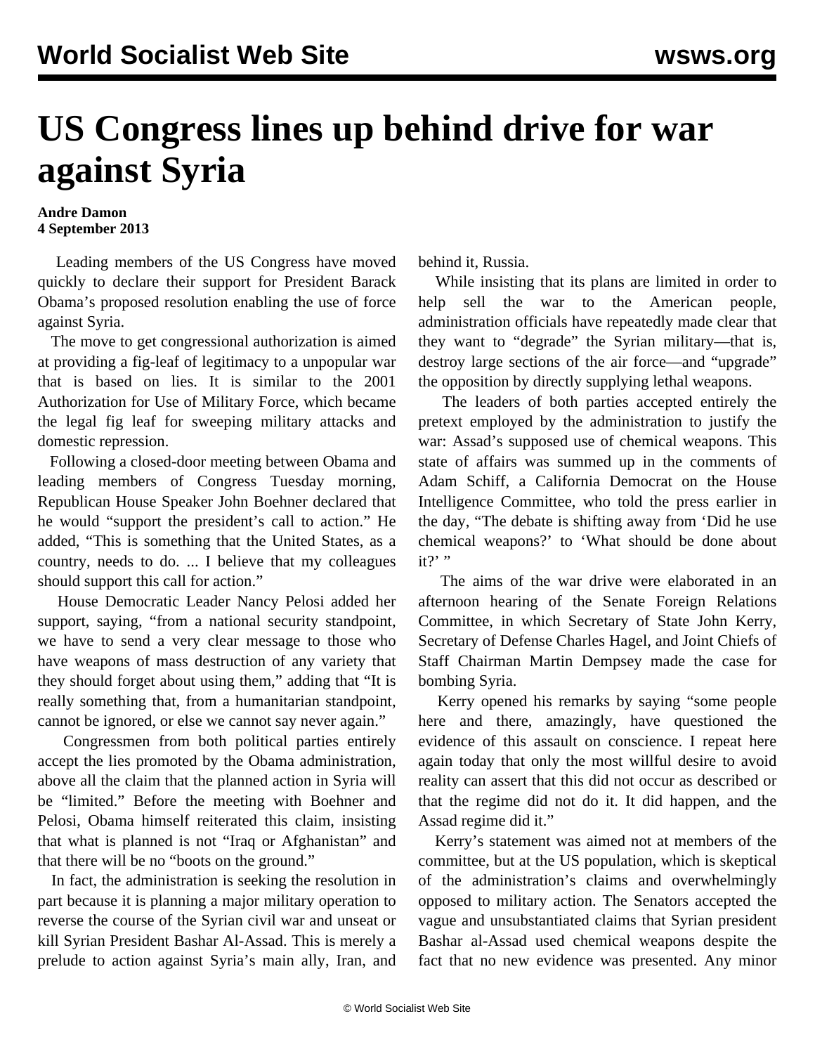# US Congress lines up behind drive for war against Syria

**Andre Damon**
**4 September 2013**

Leading members of the US Congress have moved quickly to declare their support for President Barack Obama's proposed resolution enabling the use of force against Syria.

The move to get congressional authorization is aimed at providing a fig-leaf of legitimacy to a unpopular war that is based on lies. It is similar to the 2001 Authorization for Use of Military Force, which became the legal fig leaf for sweeping military attacks and domestic repression.

Following a closed-door meeting between Obama and leading members of Congress Tuesday morning, Republican House Speaker John Boehner declared that he would "support the president's call to action." He added, "This is something that the United States, as a country, needs to do. ... I believe that my colleagues should support this call for action."

House Democratic Leader Nancy Pelosi added her support, saying, "from a national security standpoint, we have to send a very clear message to those who have weapons of mass destruction of any variety that they should forget about using them," adding that "It is really something that, from a humanitarian standpoint, cannot be ignored, or else we cannot say never again."

Congressmen from both political parties entirely accept the lies promoted by the Obama administration, above all the claim that the planned action in Syria will be "limited." Before the meeting with Boehner and Pelosi, Obama himself reiterated this claim, insisting that what is planned is not "Iraq or Afghanistan" and that there will be no "boots on the ground."

In fact, the administration is seeking the resolution in part because it is planning a major military operation to reverse the course of the Syrian civil war and unseat or kill Syrian President Bashar Al-Assad. This is merely a prelude to action against Syria's main ally, Iran, and behind it, Russia.

While insisting that its plans are limited in order to help sell the war to the American people, administration officials have repeatedly made clear that they want to "degrade" the Syrian military—that is, destroy large sections of the air force—and "upgrade" the opposition by directly supplying lethal weapons.

The leaders of both parties accepted entirely the pretext employed by the administration to justify the war: Assad's supposed use of chemical weapons. This state of affairs was summed up in the comments of Adam Schiff, a California Democrat on the House Intelligence Committee, who told the press earlier in the day, "The debate is shifting away from 'Did he use chemical weapons?' to 'What should be done about it?' "

The aims of the war drive were elaborated in an afternoon hearing of the Senate Foreign Relations Committee, in which Secretary of State John Kerry, Secretary of Defense Charles Hagel, and Joint Chiefs of Staff Chairman Martin Dempsey made the case for bombing Syria.

Kerry opened his remarks by saying "some people here and there, amazingly, have questioned the evidence of this assault on conscience. I repeat here again today that only the most willful desire to avoid reality can assert that this did not occur as described or that the regime did not do it. It did happen, and the Assad regime did it."

Kerry's statement was aimed not at members of the committee, but at the US population, which is skeptical of the administration's claims and overwhelmingly opposed to military action. The Senators accepted the vague and unsubstantiated claims that Syrian president Bashar al-Assad used chemical weapons despite the fact that no new evidence was presented. Any minor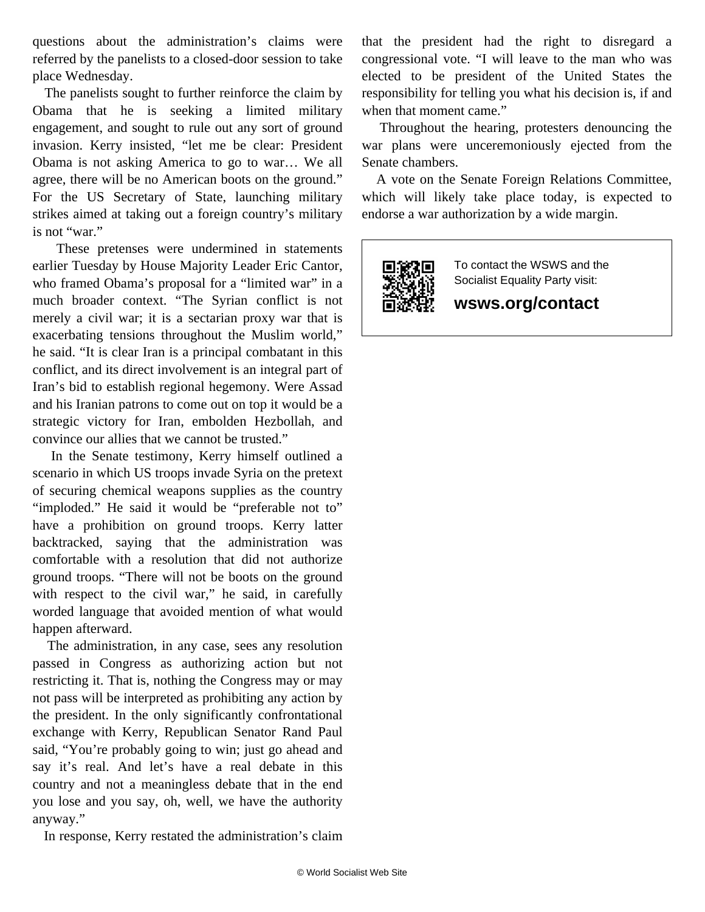questions about the administration's claims were referred by the panelists to a closed-door session to take place Wednesday.

The panelists sought to further reinforce the claim by Obama that he is seeking a limited military engagement, and sought to rule out any sort of ground invasion. Kerry insisted, "let me be clear: President Obama is not asking America to go to war… We all agree, there will be no American boots on the ground." For the US Secretary of State, launching military strikes aimed at taking out a foreign country's military is not "war."

These pretenses were undermined in statements earlier Tuesday by House Majority Leader Eric Cantor, who framed Obama's proposal for a "limited war" in a much broader context. "The Syrian conflict is not merely a civil war; it is a sectarian proxy war that is exacerbating tensions throughout the Muslim world," he said. "It is clear Iran is a principal combatant in this conflict, and its direct involvement is an integral part of Iran's bid to establish regional hegemony. Were Assad and his Iranian patrons to come out on top it would be a strategic victory for Iran, embolden Hezbollah, and convince our allies that we cannot be trusted."

In the Senate testimony, Kerry himself outlined a scenario in which US troops invade Syria on the pretext of securing chemical weapons supplies as the country "imploded." He said it would be "preferable not to" have a prohibition on ground troops. Kerry latter backtracked, saying that the administration was comfortable with a resolution that did not authorize ground troops. "There will not be boots on the ground with respect to the civil war," he said, in carefully worded language that avoided mention of what would happen afterward.

The administration, in any case, sees any resolution passed in Congress as authorizing action but not restricting it. That is, nothing the Congress may or may not pass will be interpreted as prohibiting any action by the president. In the only significantly confrontational exchange with Kerry, Republican Senator Rand Paul said, "You're probably going to win; just go ahead and say it's real. And let's have a real debate in this country and not a meaningless debate that in the end you lose and you say, oh, well, we have the authority anyway."

In response, Kerry restated the administration's claim that the president had the right to disregard a congressional vote. "I will leave to the man who was elected to be president of the United States the responsibility for telling you what his decision is, if and when that moment came."

Throughout the hearing, protesters denouncing the war plans were unceremoniously ejected from the Senate chambers.

A vote on the Senate Foreign Relations Committee, which will likely take place today, is expected to endorse a war authorization by a wide margin.

To contact the WSWS and the Socialist Equality Party visit:

**wsws.org/contact**